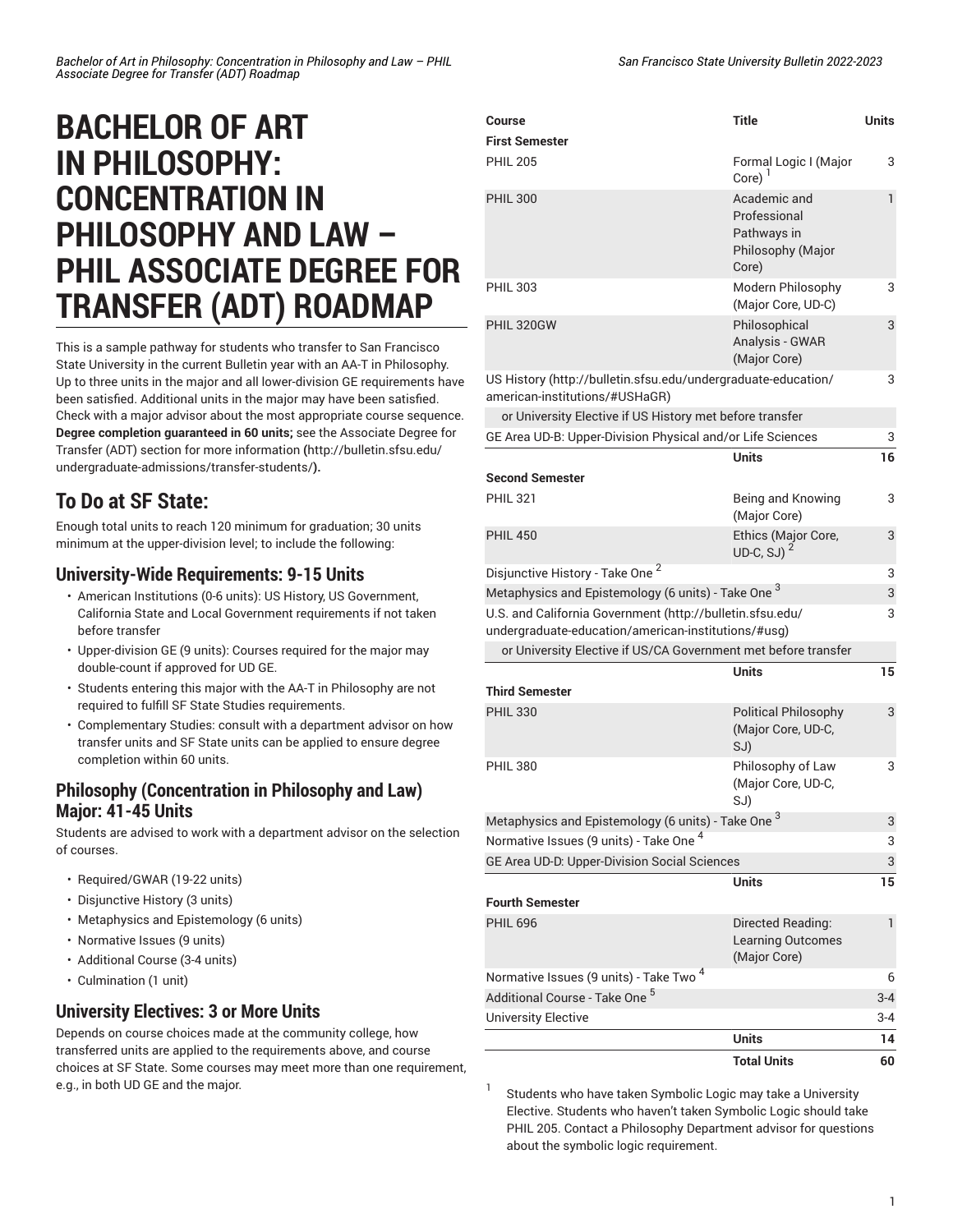# BACHELOR OF ART IN PHILOSOPHY: CONCENTRATION IN PHILOSOPHY AND LAW – PHIL ASSOCIATE DEGREE FOR TRANSFER (ADT) ROADMAP

This is a sample pathway for students who transfer to San Francisco State University in the current Bulletin year with an AA-T in Philosophy. Up to three units in the major and all lower-division GE requirements have been satisfied. Additional units in the major may have been satisfied. Check with a major advisor about the most appropriate course sequence. **Degree completion guaranteed in 60 units;** see the Associate Degree for Transfer (ADT) section for more information **(**http://bulletin.sfsu.edu/undergraduate-admissions/transfer-students/**).**

## To Do at SF State:

Enough total units to reach 120 minimum for graduation; 30 units minimum at the upper-division level; to include the following:

### University-Wide Requirements: 9-15 Units

- American Institutions (0-6 units): US History, US Government, California State and Local Government requirements if not taken before transfer
- Upper-division GE (9 units): Courses required for the major may double-count if approved for UD GE.
- Students entering this major with the AA-T in Philosophy are not required to fulfill SF State Studies requirements.
- Complementary Studies: consult with a department advisor on how transfer units and SF State units can be applied to ensure degree completion within 60 units.

### Philosophy (Concentration in Philosophy and Law) Major: 41-45 Units

Students are advised to work with a department advisor on the selection of courses.

- Required/GWAR (19-22 units)
- Disjunctive History (3 units)
- Metaphysics and Epistemology (6 units)
- Normative Issues (9 units)
- Additional Course (3-4 units)
- Culmination (1 unit)

### University Electives: 3 or More Units

Depends on course choices made at the community college, how transferred units are applied to the requirements above, and course choices at SF State. Some courses may meet more than one requirement, e.g., in both UD GE and the major.

| Course | Title | Units |
|---|---|---|
| **First Semester** | | |
| PHIL 205 | Formal Logic I (Major Core) [1] | 3 |
| PHIL 300 | Academic and Professional Pathways in Philosophy (Major Core) | 1 |
| PHIL 303 | Modern Philosophy (Major Core, UD-C) | 3 |
| PHIL 320GW | Philosophical Analysis - GWAR (Major Core) | 3 |
| US History (http://bulletin.sfsu.edu/undergraduate-education/american-institutions/#USHaGR) | | 3 |
| or University Elective if US History met before transfer | | |
| GE Area UD-B: Upper-Division Physical and/or Life Sciences | | 3 |
| | **Units** | **16** |
| **Second Semester** | | |
| PHIL 321 | Being and Knowing (Major Core) | 3 |
| PHIL 450 | Ethics (Major Core, UD-C, SJ) [2] | 3 |
| Disjunctive History - Take One [2] | | 3 |
| Metaphysics and Epistemology (6 units) - Take One [3] | | 3 |
| U.S. and California Government (http://bulletin.sfsu.edu/undergraduate-education/american-institutions/#usg) | | 3 |
| or University Elective if US/CA Government met before transfer | | |
| | **Units** | **15** |
| **Third Semester** | | |
| PHIL 330 | Political Philosophy (Major Core, UD-C, SJ) | 3 |
| PHIL 380 | Philosophy of Law (Major Core, UD-C, SJ) | 3 |
| Metaphysics and Epistemology (6 units) - Take One [3] | | 3 |
| Normative Issues (9 units) - Take One [4] | | 3 |
| GE Area UD-D: Upper-Division Social Sciences | | 3 |
| | **Units** | **15** |
| **Fourth Semester** | | |
| PHIL 696 | Directed Reading: Learning Outcomes (Major Core) | 1 |
| Normative Issues (9 units) - Take Two [4] | | 6 |
| Additional Course - Take One [5] | | 3-4 |
| University Elective | | 3-4 |
| | **Units** | **14** |
| | **Total Units** | **60** |

1. Students who have taken Symbolic Logic may take a University Elective. Students who haven't taken Symbolic Logic should take PHIL 205. Contact a Philosophy Department advisor for questions about the symbolic logic requirement.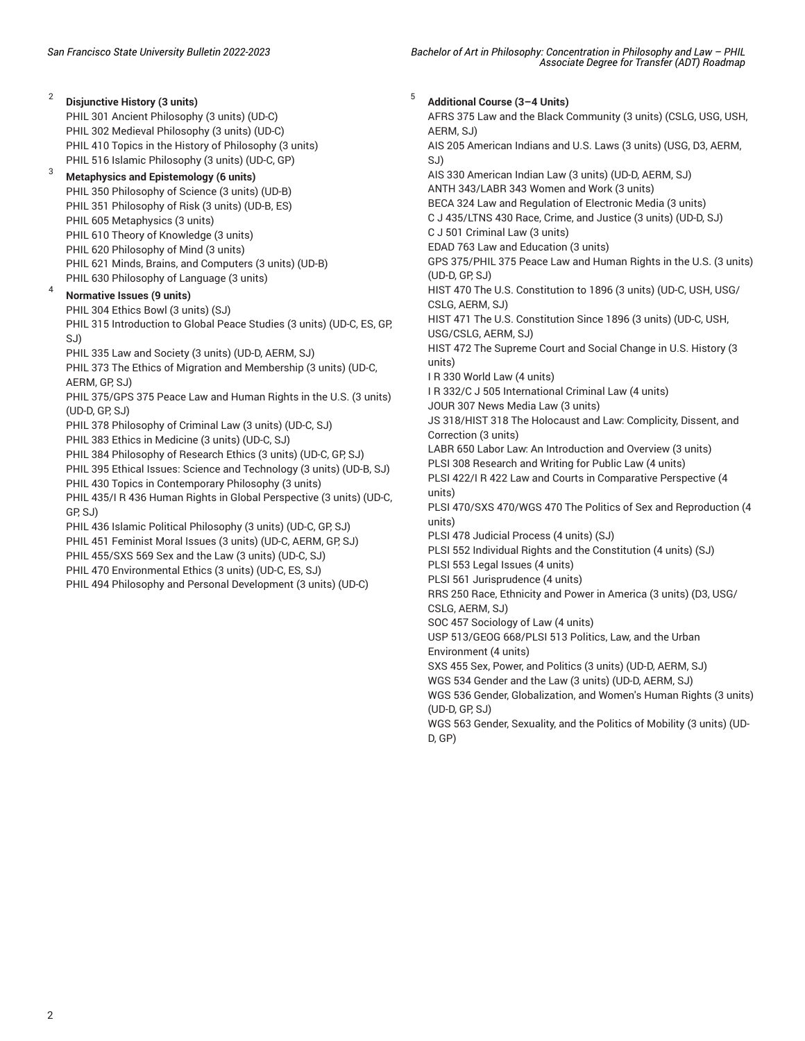[2] **Disjunctive History (3 units)**

PHIL 301 Ancient Philosophy (3 units) (UD-C)
PHIL 302 Medieval Philosophy (3 units) (UD-C)
PHIL 410 Topics in the History of Philosophy (3 units)
PHIL 516 Islamic Philosophy (3 units) (UD-C, GP)

[3] **Metaphysics and Epistemology (6 units)**

PHIL 350 Philosophy of Science (3 units) (UD-B)
PHIL 351 Philosophy of Risk (3 units) (UD-B, ES)
PHIL 605 Metaphysics (3 units)
PHIL 610 Theory of Knowledge (3 units)
PHIL 620 Philosophy of Mind (3 units)
PHIL 621 Minds, Brains, and Computers (3 units) (UD-B)
PHIL 630 Philosophy of Language (3 units)

[4] **Normative Issues (9 units)**

PHIL 304 Ethics Bowl (3 units) (SJ)
PHIL 315 Introduction to Global Peace Studies (3 units) (UD-C, ES, GP, SJ)
PHIL 335 Law and Society (3 units) (UD-D, AERM, SJ)
PHIL 373 The Ethics of Migration and Membership (3 units) (UD-C, AERM, GP, SJ)
PHIL 375/GPS 375 Peace Law and Human Rights in the U.S. (3 units) (UD-D, GP, SJ)
PHIL 378 Philosophy of Criminal Law (3 units) (UD-C, SJ)
PHIL 383 Ethics in Medicine (3 units) (UD-C, SJ)
PHIL 384 Philosophy of Research Ethics (3 units) (UD-C, GP, SJ)
PHIL 395 Ethical Issues: Science and Technology (3 units) (UD-B, SJ)
PHIL 430 Topics in Contemporary Philosophy (3 units)
PHIL 435/I R 436 Human Rights in Global Perspective (3 units) (UD-C, GP, SJ)
PHIL 436 Islamic Political Philosophy (3 units) (UD-C, GP, SJ)
PHIL 451 Feminist Moral Issues (3 units) (UD-C, AERM, GP, SJ)
PHIL 455/SXS 569 Sex and the Law (3 units) (UD-C, SJ)
PHIL 470 Environmental Ethics (3 units) (UD-C, ES, SJ)
PHIL 494 Philosophy and Personal Development (3 units) (UD-C)

[5] **Additional Course (3–4 Units)**

AFRS 375 Law and the Black Community (3 units) (CSLG, USG, USH, AERM, SJ)
AIS 205 American Indians and U.S. Laws (3 units) (USG, D3, AERM, SJ)
AIS 330 American Indian Law (3 units) (UD-D, AERM, SJ)
ANTH 343/LABR 343 Women and Work (3 units)
BECA 324 Law and Regulation of Electronic Media (3 units)
C J 435/LTNS 430 Race, Crime, and Justice (3 units) (UD-D, SJ)
C J 501 Criminal Law (3 units)
EDAD 763 Law and Education (3 units)
GPS 375/PHIL 375 Peace Law and Human Rights in the U.S. (3 units) (UD-D, GP, SJ)
HIST 470 The U.S. Constitution to 1896 (3 units) (UD-C, USH, USG/CSLG, AERM, SJ)
HIST 471 The U.S. Constitution Since 1896 (3 units) (UD-C, USH, USG/CSLG, AERM, SJ)
HIST 472 The Supreme Court and Social Change in U.S. History (3 units)
I R 330 World Law (4 units)
I R 332/C J 505 International Criminal Law (4 units)
JOUR 307 News Media Law (3 units)
JS 318/HIST 318 The Holocaust and Law: Complicity, Dissent, and Correction (3 units)
LABR 650 Labor Law: An Introduction and Overview (3 units)
PLSI 308 Research and Writing for Public Law (4 units)
PLSI 422/I R 422 Law and Courts in Comparative Perspective (4 units)
PLSI 470/SXS 470/WGS 470 The Politics of Sex and Reproduction (4 units)
PLSI 478 Judicial Process (4 units) (SJ)
PLSI 552 Individual Rights and the Constitution (4 units) (SJ)
PLSI 553 Legal Issues (4 units)
PLSI 561 Jurisprudence (4 units)
RRS 250 Race, Ethnicity and Power in America (3 units) (D3, USG/CSLG, AERM, SJ)
SOC 457 Sociology of Law (4 units)
USP 513/GEOG 668/PLSI 513 Politics, Law, and the Urban Environment (4 units)
SXS 455 Sex, Power, and Politics (3 units) (UD-D, AERM, SJ)
WGS 534 Gender and the Law (3 units) (UD-D, AERM, SJ)
WGS 536 Gender, Globalization, and Women's Human Rights (3 units) (UD-D, GP, SJ)
WGS 563 Gender, Sexuality, and the Politics of Mobility (3 units) (UD-D, GP)